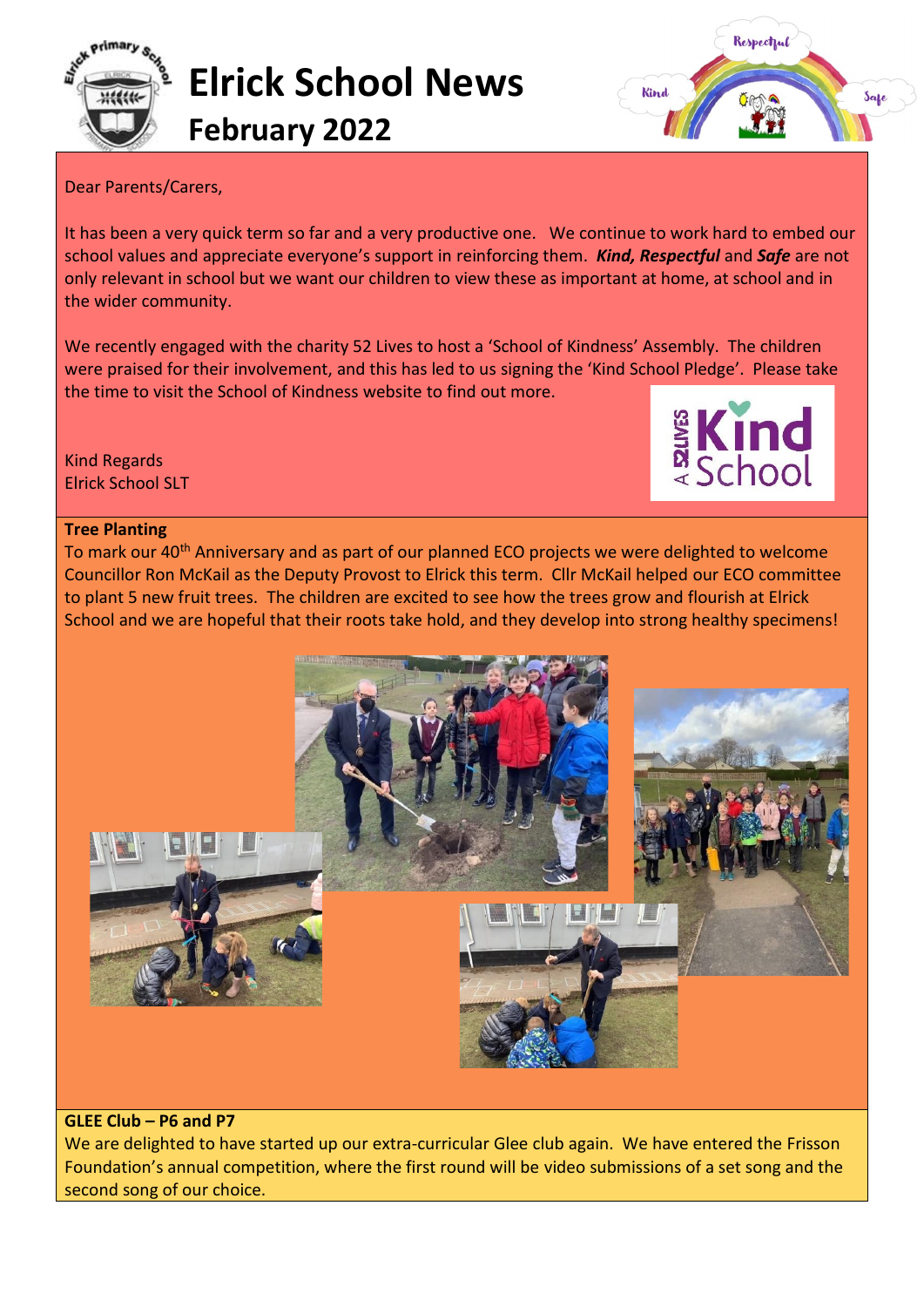# Elrick School News

## February 2022

Dear Parents/Carers,

It has been a very quick term so far and a very productive one. We continue to work hard to embed our school values and appreciate everyone's support in reinforcing them. ***Kind, Respectful*** and ***Safe*** are not only relevant in school but we want our children to view these as important at home, at school and in the wider community.

We recently engaged with the charity 52 Lives to host a 'School of Kindness' Assembly. The children were praised for their involvement, and this has led to us signing the 'Kind School Pledge'. Please take the time to visit the School of Kindness website to find out more.

Kind Regards
Elrick School SLT

**Tree Planting**

To mark our 40th Anniversary and as part of our planned ECO projects we were delighted to welcome Councillor Ron McKail as the Deputy Provost to Elrick this term. Cllr McKail helped our ECO committee to plant 5 new fruit trees. The children are excited to see how the trees grow and flourish at Elrick School and we are hopeful that their roots take hold, and they develop into strong healthy specimens!

**GLEE Club – P6 and P7**

We are delighted to have started up our extra-curricular Glee club again. We have entered the Frisson Foundation's annual competition, where the first round will be video submissions of a set song and the second song of our choice.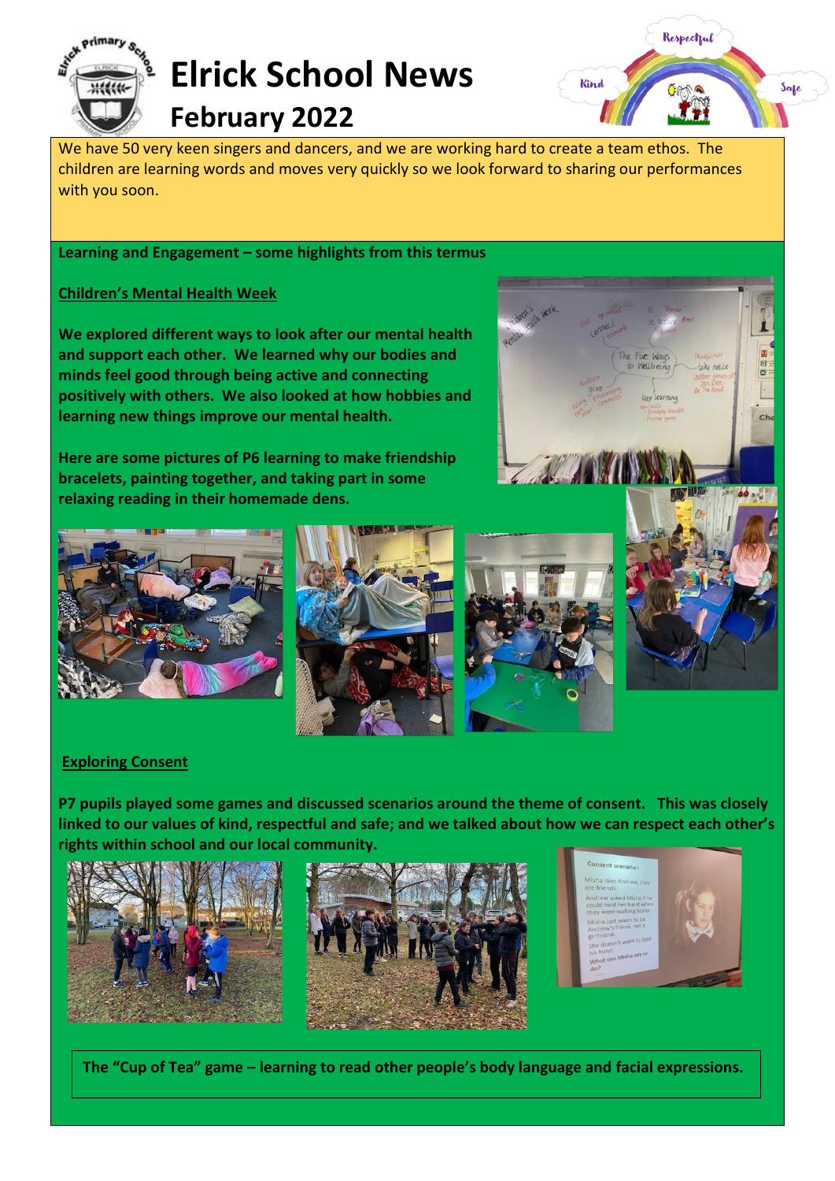# Elrick School News

## February 2022

We have 50 very keen singers and dancers, and we are working hard to create a team ethos. The children are learning words and moves very quickly so we look forward to sharing our performances with you soon.

**Learning and Engagement – some highlights from this termus**

**Children's Mental Health Week**

**We explored different ways to look after our mental health and support each other. We learned why our bodies and minds feel good through being active and connecting positively with others. We also looked at how hobbies and learning new things improve our mental health.**

**Here are some pictures of P6 learning to make friendship bracelets, painting together, and taking part in some relaxing reading in their homemade dens.**

**Exploring Consent**

**P7 pupils played some games and discussed scenarios around the theme of consent. This was closely linked to our values of kind, respectful and safe; and we talked about how we can respect each other's rights within school and our local community.**

**The "Cup of Tea" game – learning to read other people's body language and facial expressions.**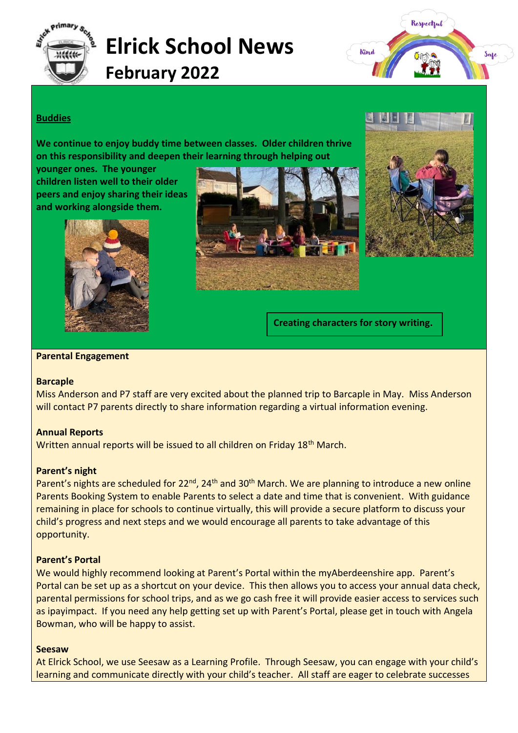# Elrick School News

## February 2022

Respectful · Kind · Safe

### Buddies

**We continue to enjoy buddy time between classes. Older children thrive on this responsibility and deepen their learning through helping out younger ones. The younger children listen well to their older peers and enjoy sharing their ideas and working alongside them.**

**Creating characters for story writing.**

### Parental Engagement

**Barcaple**

Miss Anderson and P7 staff are very excited about the planned trip to Barcaple in May. Miss Anderson will contact P7 parents directly to share information regarding a virtual information evening.

**Annual Reports**

Written annual reports will be issued to all children on Friday 18th March.

**Parent's night**

Parent's nights are scheduled for 22nd, 24th and 30th March. We are planning to introduce a new online Parents Booking System to enable Parents to select a date and time that is convenient. With guidance remaining in place for schools to continue virtually, this will provide a secure platform to discuss your child's progress and next steps and we would encourage all parents to take advantage of this opportunity.

**Parent's Portal**

We would highly recommend looking at Parent's Portal within the myAberdeenshire app. Parent's Portal can be set up as a shortcut on your device. This then allows you to access your annual data check, parental permissions for school trips, and as we go cash free it will provide easier access to services such as ipayimpact. If you need any help getting set up with Parent's Portal, please get in touch with Angela Bowman, who will be happy to assist.

**Seesaw**

At Elrick School, we use Seesaw as a Learning Profile. Through Seesaw, you can engage with your child's learning and communicate directly with your child's teacher. All staff are eager to celebrate successes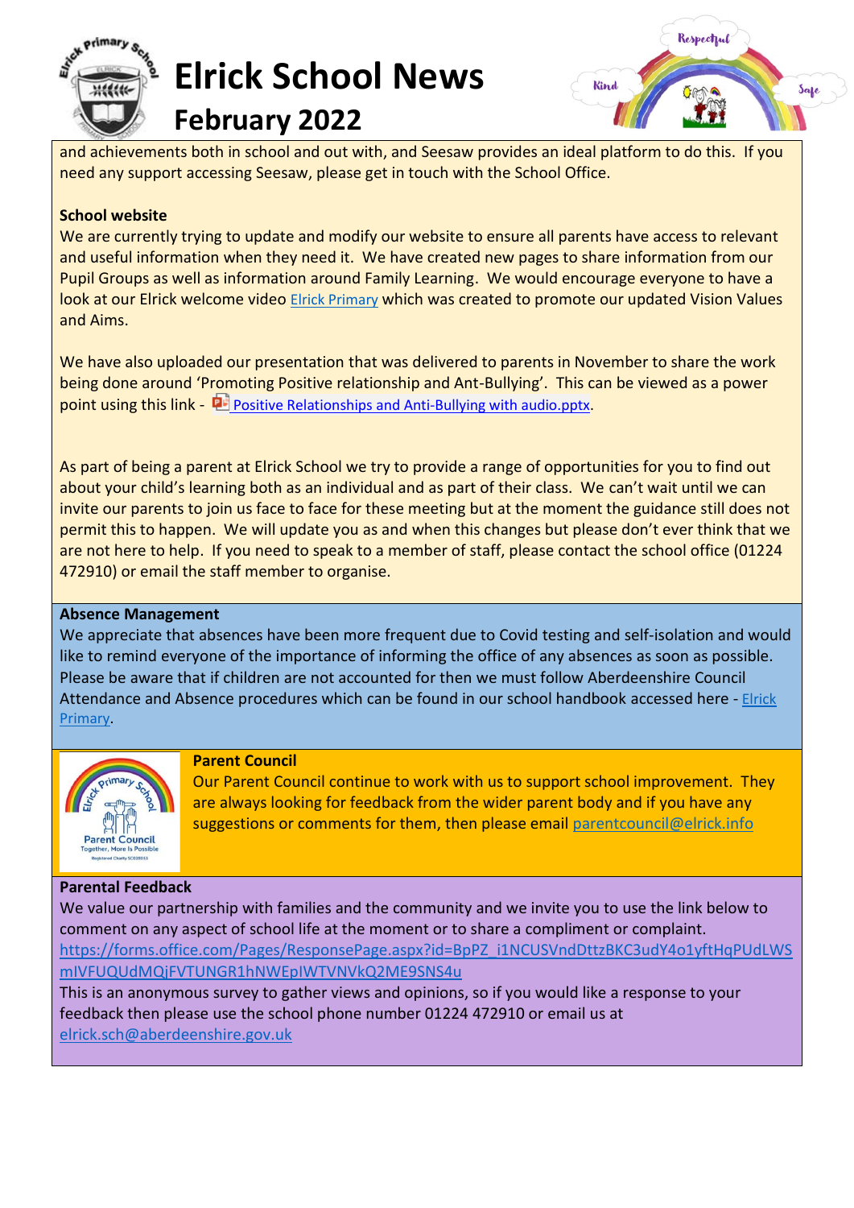# Elrick School News

## February 2022

and achievements both in school and out with, and Seesaw provides an ideal platform to do this. If you need any support accessing Seesaw, please get in touch with the School Office.

**School website**

We are currently trying to update and modify our website to ensure all parents have access to relevant and useful information when they need it. We have created new pages to share information from our Pupil Groups as well as information around Family Learning. We would encourage everyone to have a look at our Elrick welcome video Elrick Primary which was created to promote our updated Vision Values and Aims.

We have also uploaded our presentation that was delivered to parents in November to share the work being done around 'Promoting Positive relationship and Ant-Bullying'. This can be viewed as a power point using this link - Positive Relationships and Anti-Bullying with audio.pptx.

As part of being a parent at Elrick School we try to provide a range of opportunities for you to find out about your child's learning both as an individual and as part of their class. We can't wait until we can invite our parents to join us face to face for these meeting but at the moment the guidance still does not permit this to happen. We will update you as and when this changes but please don't ever think that we are not here to help. If you need to speak to a member of staff, please contact the school office (01224 472910) or email the staff member to organise.

**Absence Management**

We appreciate that absences have been more frequent due to Covid testing and self-isolation and would like to remind everyone of the importance of informing the office of any absences as soon as possible. Please be aware that if children are not accounted for then we must follow Aberdeenshire Council Attendance and Absence procedures which can be found in our school handbook accessed here - Elrick Primary.

**Parent Council**

Our Parent Council continue to work with us to support school improvement. They are always looking for feedback from the wider parent body and if you have any suggestions or comments for them, then please email parentcouncil@elrick.info

**Parental Feedback**

We value our partnership with families and the community and we invite you to use the link below to comment on any aspect of school life at the moment or to share a compliment or complaint.
https://forms.office.com/Pages/ResponsePage.aspx?id=BpPZ_i1NCUSVndDttzBKC3udY4o1yftHqPUdLWSmIVFUQUdMQjFVTUNGR1hNWEpIWTVNVkQ2ME9SNS4u

This is an anonymous survey to gather views and opinions, so if you would like a response to your feedback then please use the school phone number 01224 472910 or email us at elrick.sch@aberdeenshire.gov.uk